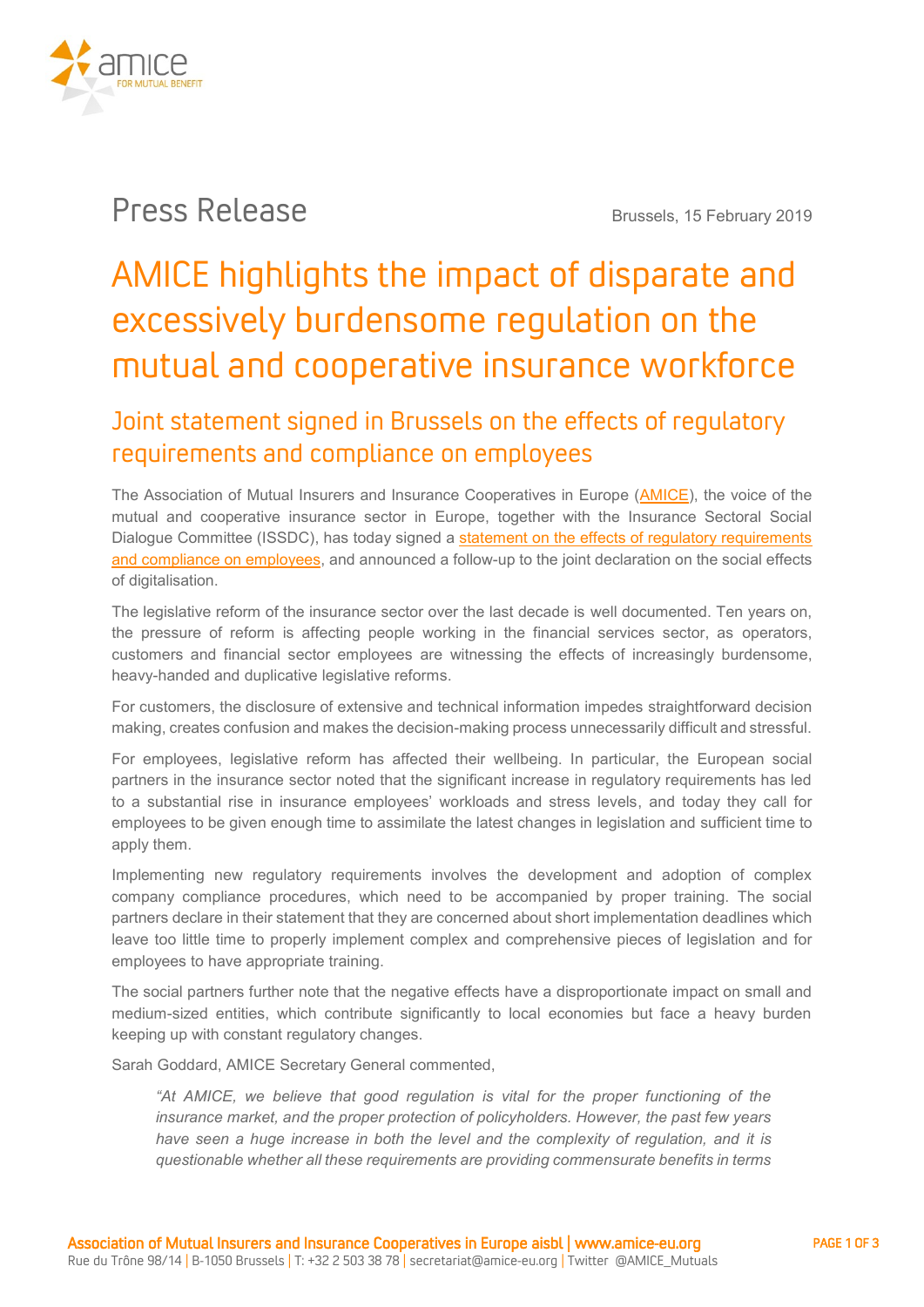Press Release

Brussels, 15 February 2019

# AMICE highlights the impact of disparate and excessively burdensome regulation on the mutual and cooperative insurance workforce

## Joint statement signed in Brussels on the effects of regulatory requirements and compliance on employees

The Association of Mutual Insurers and Insurance Cooperatives in Europe (AMICE), the voice of the mutual and cooperative insurance sector in Europe, together with the Insurance Sectoral Social Dialogue Committee (ISSDC), has today signed a statement on the effects of regulatory requirements and compliance on employees, and announced a follow-up to the joint declaration on the social effects of digitalisation.

The legislative reform of the insurance sector over the last decade is well documented. Ten years on, the pressure of reform is affecting people working in the financial services sector, as operators, customers and financial sector employees are witnessing the effects of increasingly burdensome, heavy-handed and duplicative legislative reforms.

For customers, the disclosure of extensive and technical information impedes straightforward decision making, creates confusion and makes the decision-making process unnecessarily difficult and stressful.

For employees, legislative reform has affected their wellbeing. In particular, the European social partners in the insurance sector noted that the significant increase in regulatory requirements has led to a substantial rise in insurance employees' workloads and stress levels, and today they call for employees to be given enough time to assimilate the latest changes in legislation and sufficient time to apply them.

Implementing new regulatory requirements involves the development and adoption of complex company compliance procedures, which need to be accompanied by proper training. The social partners declare in their statement that they are concerned about short implementation deadlines which leave too little time to properly implement complex and comprehensive pieces of legislation and for employees to have appropriate training.

The social partners further note that the negative effects have a disproportionate impact on small and medium-sized entities, which contribute significantly to local economies but face a heavy burden keeping up with constant regulatory changes.

Sarah Goddard, AMICE Secretary General commented,

> *"At AMICE, we believe that good regulation is vital for the proper functioning of the insurance market, and the proper protection of policyholders. However, the past few years have seen a huge increase in both the level and the complexity of regulation, and it is questionable whether all these requirements are providing commensurate benefits in terms*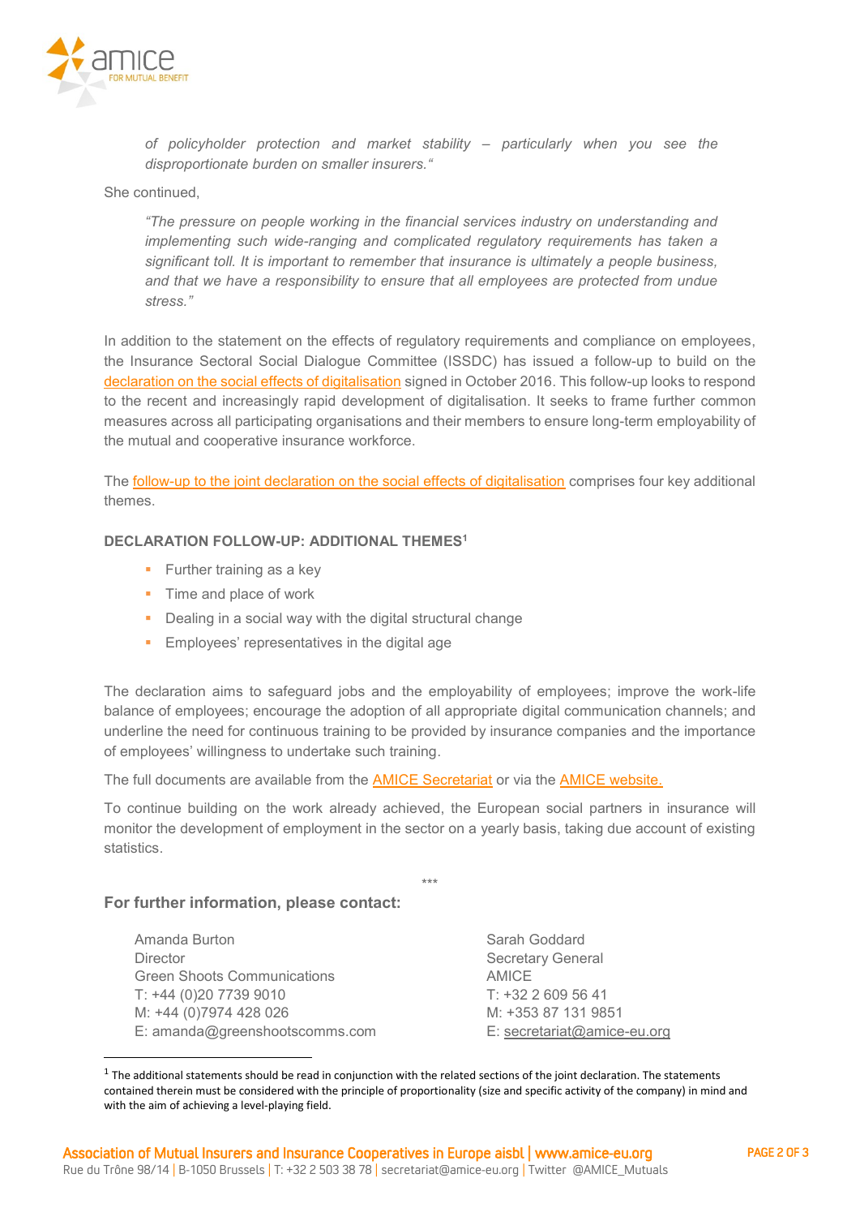*of policyholder protection and market stability – particularly when you see the disproportionate burden on smaller insurers.“*

She continued,

> *"The pressure on people working in the financial services industry on understanding and implementing such wide-ranging and complicated regulatory requirements has taken a significant toll. It is important to remember that insurance is ultimately a people business, and that we have a responsibility to ensure that all employees are protected from undue stress."*

In addition to the statement on the effects of regulatory requirements and compliance on employees, the Insurance Sectoral Social Dialogue Committee (ISSDC) has issued a follow-up to build on the declaration on the social effects of digitalisation signed in October 2016. This follow-up looks to respond to the recent and increasingly rapid development of digitalisation. It seeks to frame further common measures across all participating organisations and their members to ensure long-term employability of the mutual and cooperative insurance workforce.

The follow-up to the joint declaration on the social effects of digitalisation comprises four key additional themes.

**DECLARATION FOLLOW-UP: ADDITIONAL THEMES[1]**

- Further training as a key
- Time and place of work
- Dealing in a social way with the digital structural change
- Employees' representatives in the digital age

The declaration aims to safeguard jobs and the employability of employees; improve the work-life balance of employees; encourage the adoption of all appropriate digital communication channels; and underline the need for continuous training to be provided by insurance companies and the importance of employees' willingness to undertake such training.

The full documents are available from the AMICE Secretariat or via the AMICE website.

To continue building on the work already achieved, the European social partners in insurance will monitor the development of employment in the sector on a yearly basis, taking due account of existing statistics.

\*\*\*

**For further information, please contact:**

Amanda Burton
Director
Green Shoots Communications
T: +44 (0)20 7739 9010
M: +44 (0)7974 428 026
E: amanda@greenshootscomms.com

Sarah Goddard
Secretary General
AMICE
T: +32 2 609 56 41
M: +353 87 131 9851
E: secretariat@amice-eu.org

[1] The additional statements should be read in conjunction with the related sections of the joint declaration. The statements contained therein must be considered with the principle of proportionality (size and specific activity of the company) in mind and with the aim of achieving a level-playing field.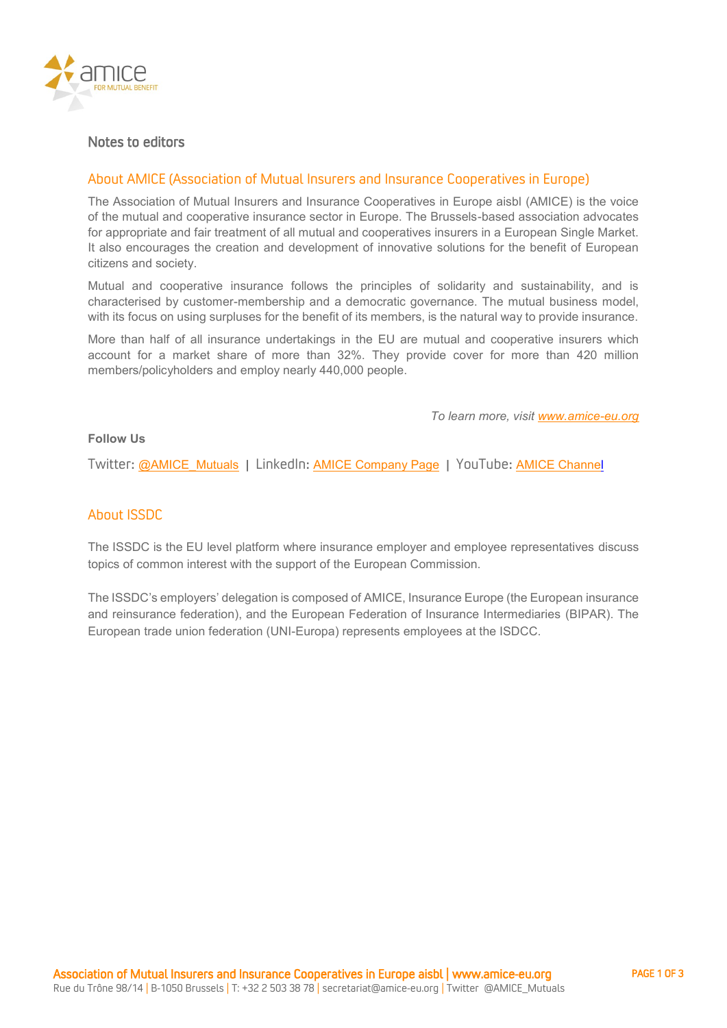## Notes to editors

### About AMICE (Association of Mutual Insurers and Insurance Cooperatives in Europe)

The Association of Mutual Insurers and Insurance Cooperatives in Europe aisbl (AMICE) is the voice of the mutual and cooperative insurance sector in Europe. The Brussels-based association advocates for appropriate and fair treatment of all mutual and cooperatives insurers in a European Single Market. It also encourages the creation and development of innovative solutions for the benefit of European citizens and society.

Mutual and cooperative insurance follows the principles of solidarity and sustainability, and is characterised by customer-membership and a democratic governance. The mutual business model, with its focus on using surpluses for the benefit of its members, is the natural way to provide insurance.

More than half of all insurance undertakings in the EU are mutual and cooperative insurers which account for a market share of more than 32%. They provide cover for more than 420 million members/policyholders and employ nearly 440,000 people.

*To learn more, visit [www.amice-eu.org](www.amice-eu.org)*

**Follow Us**

Twitter: @AMICE_Mutuals | LinkedIn: AMICE Company Page | YouTube: AMICE Channel

### About ISSDC

The ISSDC is the EU level platform where insurance employer and employee representatives discuss topics of common interest with the support of the European Commission.

The ISSDC's employers' delegation is composed of AMICE, Insurance Europe (the European insurance and reinsurance federation), and the European Federation of Insurance Intermediaries (BIPAR). The European trade union federation (UNI-Europa) represents employees at the ISDCC.